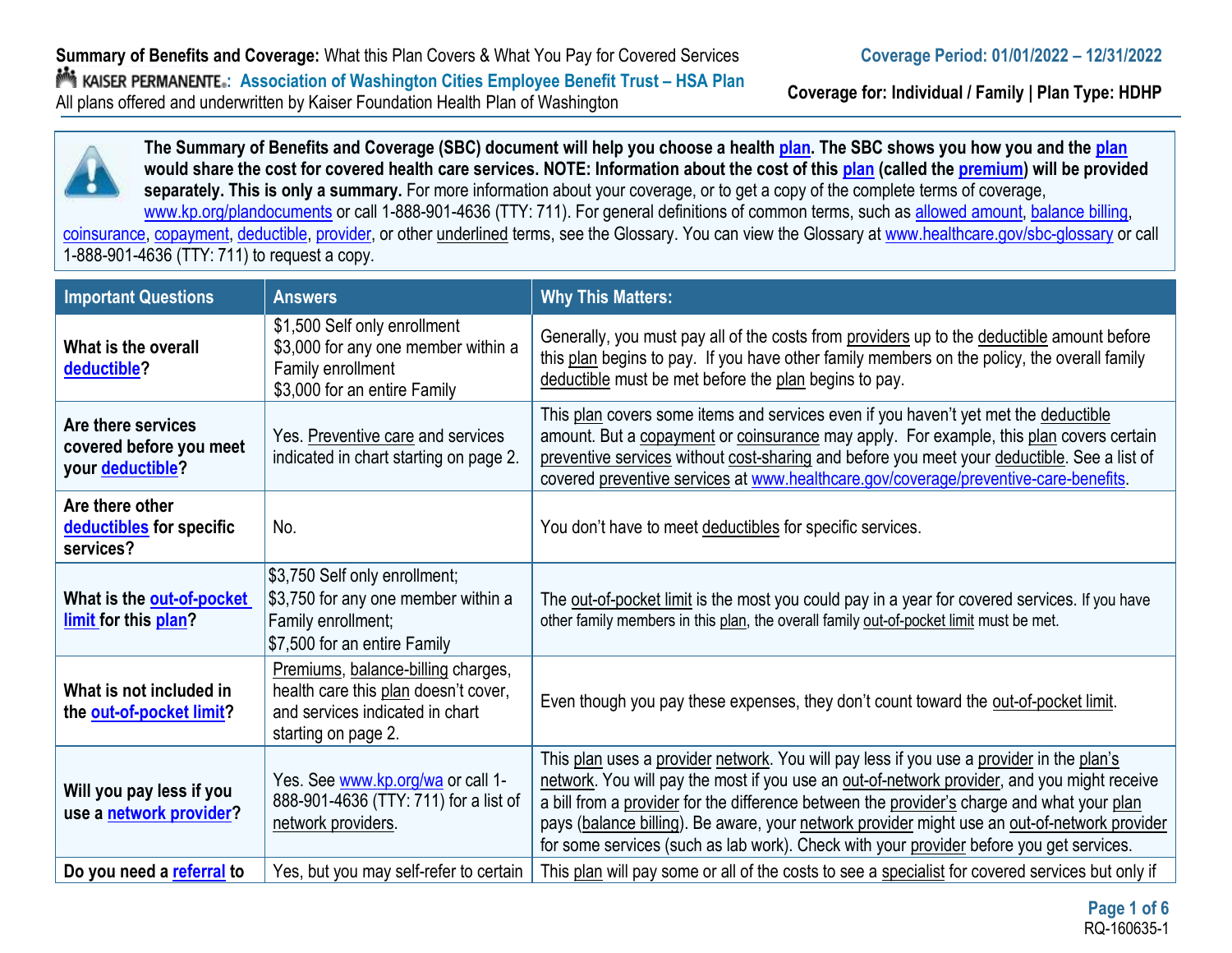**Summary of Benefits and Coverage:** What this Plan Covers & What You Pay for Covered Services
KAISER PERMANENTE: **Association of Washington Cities Employee Benefit Trust – HSA Plan**
All plans offered and underwritten by Kaiser Foundation Health Plan of Washington

**Coverage Period: 01/01/2022 – 12/31/2022**

**Coverage for: Individual / Family | Plan Type: HDHP**

**The Summary of Benefits and Coverage (SBC) document will help you choose a health plan. The SBC shows you how you and the plan would share the cost for covered health care services. NOTE: Information about the cost of this plan (called the premium) will be provided separately. This is only a summary.** For more information about your coverage, or to get a copy of the complete terms of coverage, www.kp.org/plandocuments or call 1-888-901-4636 (TTY: 711). For general definitions of common terms, such as allowed amount, balance billing, coinsurance, copayment, deductible, provider, or other underlined terms, see the Glossary. You can view the Glossary at www.healthcare.gov/sbc-glossary or call 1-888-901-4636 (TTY: 711) to request a copy.

| Important Questions | Answers | Why This Matters: |
|---|---|---|
| **What is the overall deductible?** | $1,500 Self only enrollment<br>$3,000 for any one member within a Family enrollment<br>$3,000 for an entire Family | Generally, you must pay all of the costs from providers up to the deductible amount before this plan begins to pay. If you have other family members on the policy, the overall family deductible must be met before the plan begins to pay. |
| **Are there services covered before you meet your deductible?** | Yes. Preventive care and services indicated in chart starting on page 2. | This plan covers some items and services even if you haven't yet met the deductible amount. But a copayment or coinsurance may apply. For example, this plan covers certain preventive services without cost-sharing and before you meet your deductible. See a list of covered preventive services at www.healthcare.gov/coverage/preventive-care-benefits. |
| **Are there other deductibles for specific services?** | No. | You don't have to meet deductibles for specific services. |
| **What is the out-of-pocket limit for this plan?** | $3,750 Self only enrollment;<br>$3,750 for any one member within a Family enrollment;<br>$7,500 for an entire Family | The out-of-pocket limit is the most you could pay in a year for covered services. If you have other family members in this plan, the overall family out-of-pocket limit must be met. |
| **What is not included in the out-of-pocket limit?** | Premiums, balance-billing charges, health care this plan doesn't cover, and services indicated in chart starting on page 2. | Even though you pay these expenses, they don't count toward the out-of-pocket limit. |
| **Will you pay less if you use a network provider?** | Yes. See www.kp.org/wa or call 1-888-901-4636 (TTY: 711) for a list of network providers. | This plan uses a provider network. You will pay less if you use a provider in the plan's network. You will pay the most if you use an out-of-network provider, and you might receive a bill from a provider for the difference between the provider's charge and what your plan pays (balance billing). Be aware, your network provider might use an out-of-network provider for some services (such as lab work). Check with your provider before you get services. |
| **Do you need a referral to** | Yes, but you may self-refer to certain | This plan will pay some or all of the costs to see a specialist for covered services but only if |

RQ-160635-1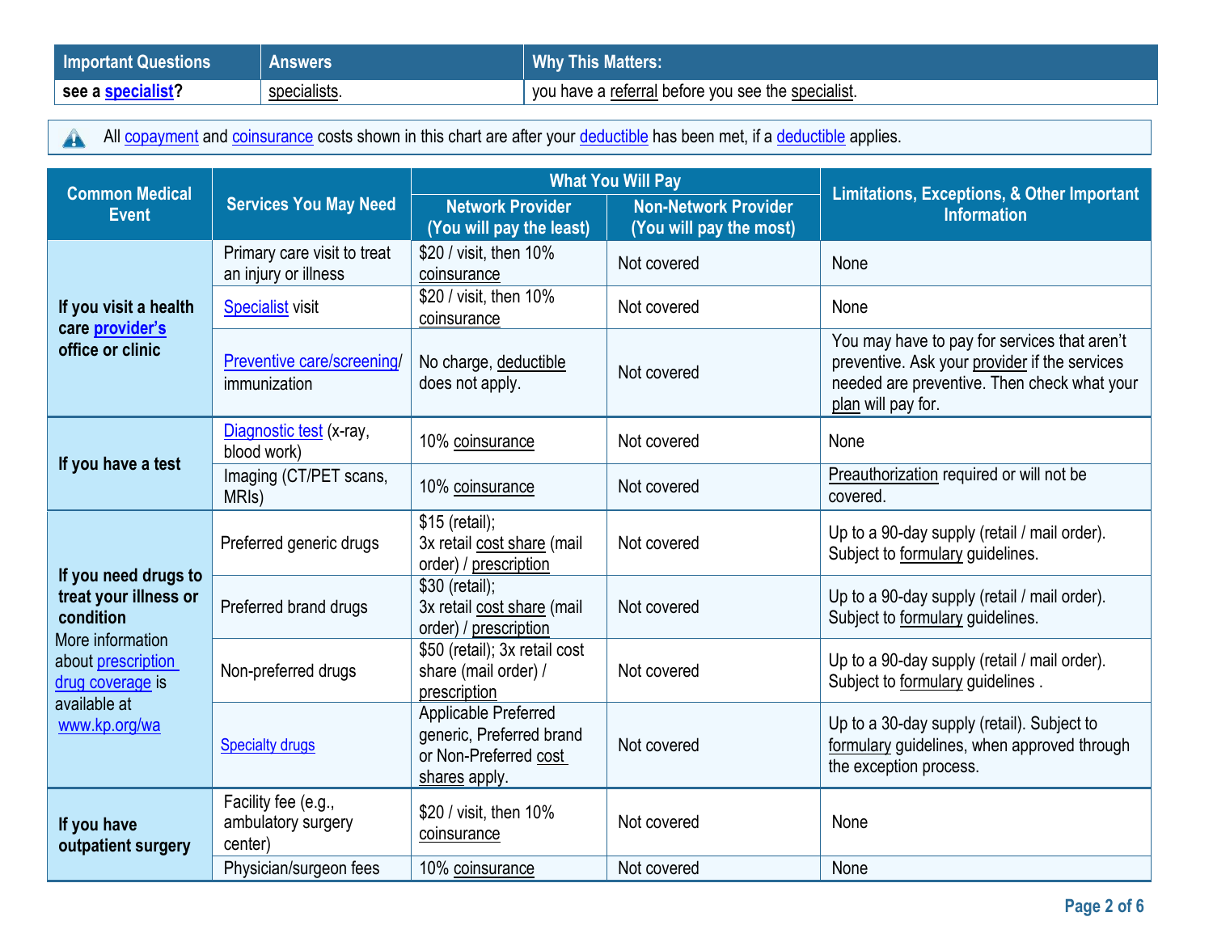| Important Questions | Answers | Why This Matters: |
| --- | --- | --- |
| see a specialist? | specialists. | you have a referral before you see the specialist. |

All copayment and coinsurance costs shown in this chart are after your deductible has been met, if a deductible applies.

| Common Medical Event | Services You May Need | What You Will Pay | | Limitations, Exceptions, & Other Important Information |
| --- | --- | --- | --- | --- |
| | | Network Provider (You will pay the least) | Non-Network Provider (You will pay the most) | |
| If you visit a health care provider's office or clinic | Primary care visit to treat an injury or illness | $20 / visit, then 10% coinsurance | Not covered | None |
| | Specialist visit | $20 / visit, then 10% coinsurance | Not covered | None |
| | Preventive care/screening/ immunization | No charge, deductible does not apply. | Not covered | You may have to pay for services that aren't preventive. Ask your provider if the services needed are preventive. Then check what your plan will pay for. |
| If you have a test | Diagnostic test (x-ray, blood work) | 10% coinsurance | Not covered | None |
| | Imaging (CT/PET scans, MRIs) | 10% coinsurance | Not covered | Preauthorization required or will not be covered. |
| If you need drugs to treat your illness or condition More information about prescription drug coverage is available at www.kp.org/wa | Preferred generic drugs | $15 (retail); 3x retail cost share (mail order) / prescription | Not covered | Up to a 90-day supply (retail / mail order). Subject to formulary guidelines. |
| | Preferred brand drugs | $30 (retail); 3x retail cost share (mail order) / prescription | Not covered | Up to a 90-day supply (retail / mail order). Subject to formulary guidelines. |
| | Non-preferred drugs | $50 (retail); 3x retail cost share (mail order) / prescription | Not covered | Up to a 90-day supply (retail / mail order). Subject to formulary guidelines . |
| | Specialty drugs | Applicable Preferred generic, Preferred brand or Non-Preferred cost shares apply. | Not covered | Up to a 30-day supply (retail). Subject to formulary guidelines, when approved through the exception process. |
| If you have outpatient surgery | Facility fee (e.g., ambulatory surgery center) | $20 / visit, then 10% coinsurance | Not covered | None |
| | Physician/surgeon fees | 10% coinsurance | Not covered | None |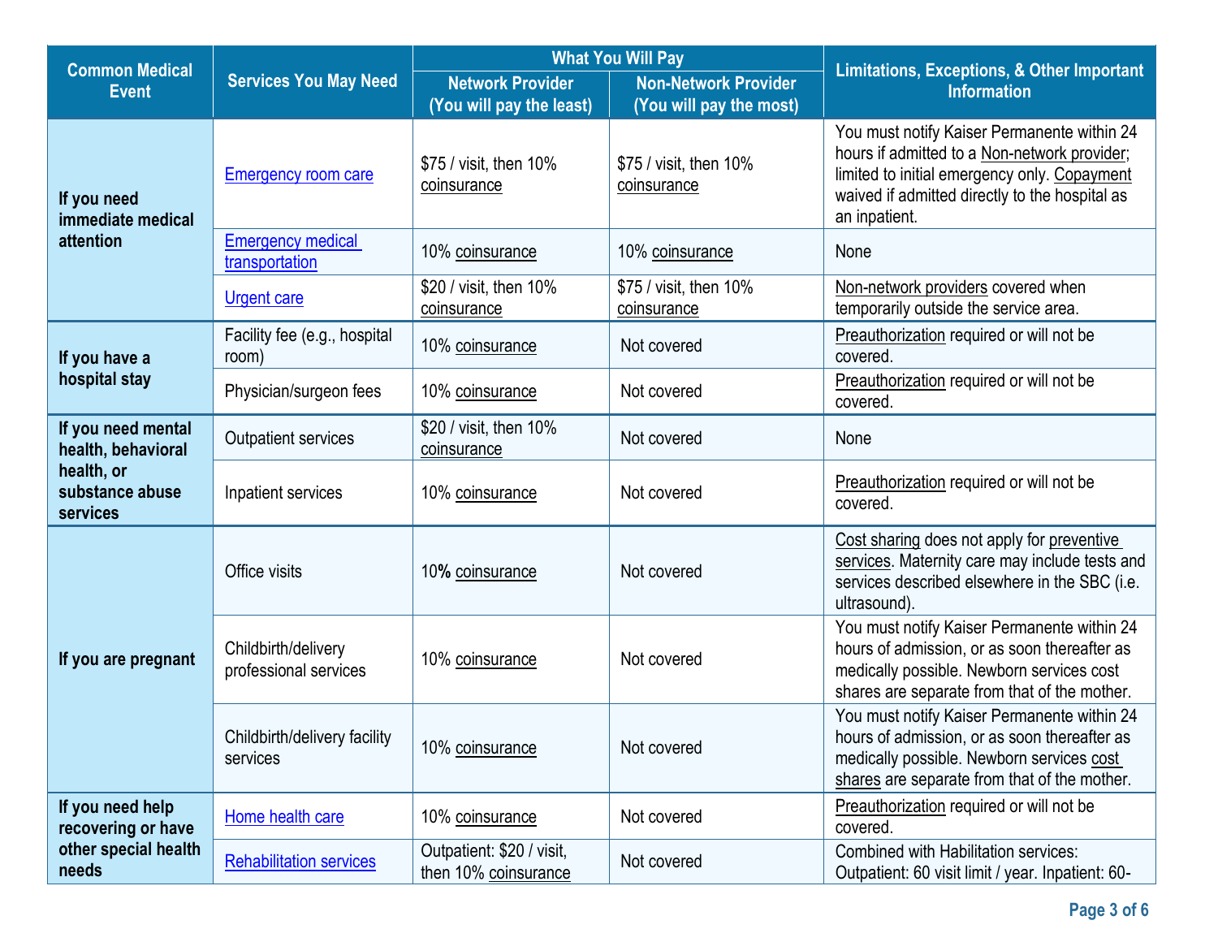| Common Medical Event | Services You May Need | What You Will Pay | | Limitations, Exceptions, & Other Important Information |
|---|---|---|---|---|
| | | Network Provider (You will pay the least) | Non-Network Provider (You will pay the most) | |
| If you need immediate medical attention | Emergency room care | $75 / visit, then 10% coinsurance | $75 / visit, then 10% coinsurance | You must notify Kaiser Permanente within 24 hours if admitted to a Non-network provider; limited to initial emergency only. Copayment waived if admitted directly to the hospital as an inpatient. |
| | Emergency medical transportation | 10% coinsurance | 10% coinsurance | None |
| | Urgent care | $20 / visit, then 10% coinsurance | $75 / visit, then 10% coinsurance | Non-network providers covered when temporarily outside the service area. |
| If you have a hospital stay | Facility fee (e.g., hospital room) | 10% coinsurance | Not covered | Preauthorization required or will not be covered. |
| | Physician/surgeon fees | 10% coinsurance | Not covered | Preauthorization required or will not be covered. |
| If you need mental health, behavioral health, or substance abuse services | Outpatient services | $20 / visit, then 10% coinsurance | Not covered | None |
| | Inpatient services | 10% coinsurance | Not covered | Preauthorization required or will not be covered. |
| If you are pregnant | Office visits | 10% coinsurance | Not covered | Cost sharing does not apply for preventive services. Maternity care may include tests and services described elsewhere in the SBC (i.e. ultrasound). |
| | Childbirth/delivery professional services | 10% coinsurance | Not covered | You must notify Kaiser Permanente within 24 hours of admission, or as soon thereafter as medically possible. Newborn services cost shares are separate from that of the mother. |
| | Childbirth/delivery facility services | 10% coinsurance | Not covered | You must notify Kaiser Permanente within 24 hours of admission, or as soon thereafter as medically possible. Newborn services cost shares are separate from that of the mother. |
| If you need help recovering or have other special health needs | Home health care | 10% coinsurance | Not covered | Preauthorization required or will not be covered. |
| | Rehabilitation services | Outpatient: $20 / visit, then 10% coinsurance | Not covered | Combined with Habilitation services: Outpatient: 60 visit limit / year. Inpatient: 60- |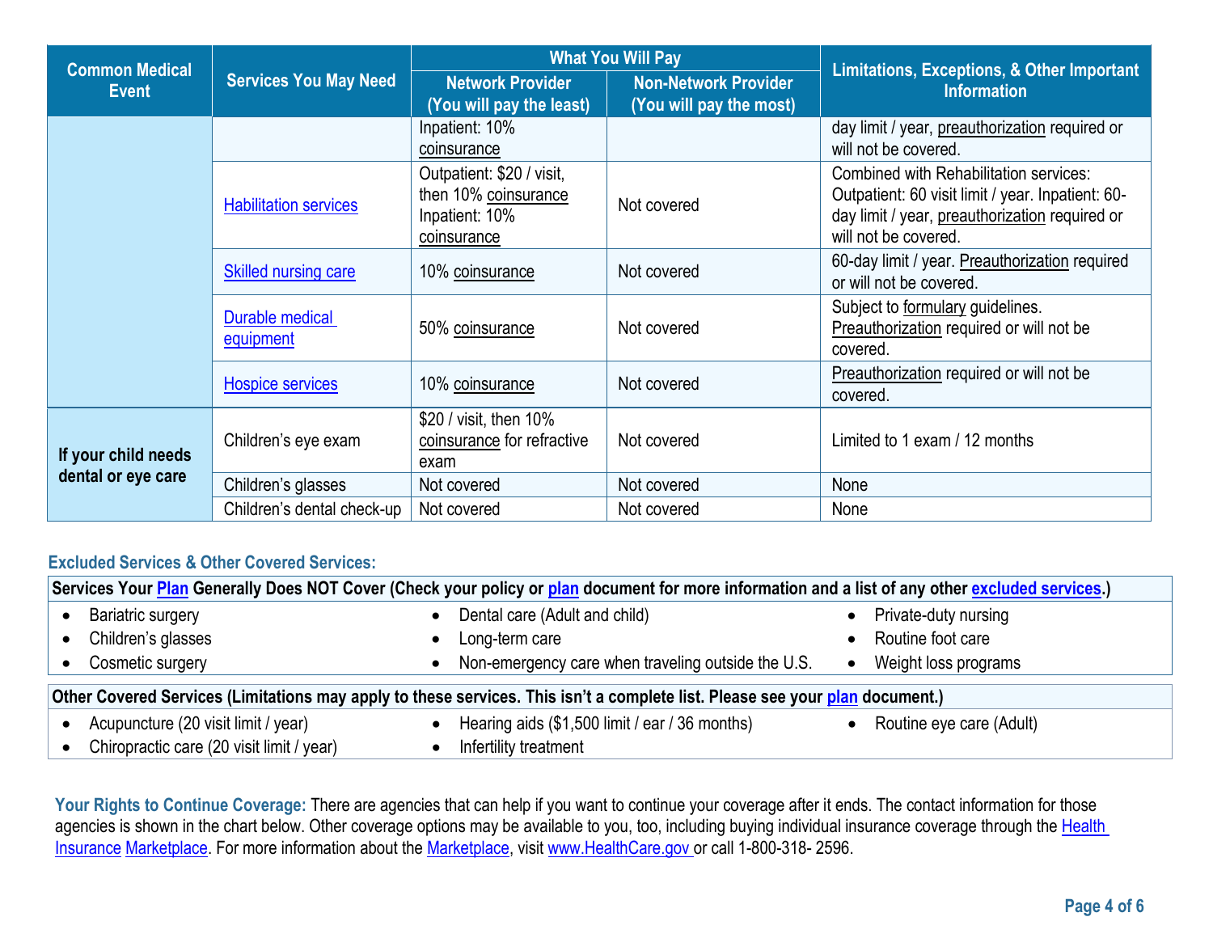| Common Medical Event | Services You May Need | What You Will Pay | | Limitations, Exceptions, & Other Important Information |
|---|---|---|---|---|
| | | Network Provider (You will pay the least) | Non-Network Provider (You will pay the most) | |
| | | Inpatient: 10% coinsurance | | day limit / year, preauthorization required or will not be covered. |
| | Habilitation services | Outpatient: $20 / visit, then 10% coinsurance Inpatient: 10% coinsurance | Not covered | Combined with Rehabilitation services: Outpatient: 60 visit limit / year. Inpatient: 60-day limit / year, preauthorization required or will not be covered. |
| | Skilled nursing care | 10% coinsurance | Not covered | 60-day limit / year. Preauthorization required or will not be covered. |
| | Durable medical equipment | 50% coinsurance | Not covered | Subject to formulary guidelines. Preauthorization required or will not be covered. |
| | Hospice services | 10% coinsurance | Not covered | Preauthorization required or will not be covered. |
| If your child needs dental or eye care | Children's eye exam | $20 / visit, then 10% coinsurance for refractive exam | Not covered | Limited to 1 exam / 12 months |
| | Children's glasses | Not covered | Not covered | None |
| | Children's dental check-up | Not covered | Not covered | None |

### Excluded Services & Other Covered Services:

**Services Your Plan Generally Does NOT Cover (Check your policy or plan document for more information and a list of any other excluded services.)**

- Bariatric surgery
- Children's glasses
- Cosmetic surgery
- Dental care (Adult and child)
- Long-term care
- Non-emergency care when traveling outside the U.S.
- Private-duty nursing
- Routine foot care
- Weight loss programs

**Other Covered Services (Limitations may apply to these services. This isn't a complete list. Please see your plan document.)**

- Acupuncture (20 visit limit / year)
- Chiropractic care (20 visit limit / year)
- Hearing aids ($1,500 limit / ear / 36 months)
- Infertility treatment
- Routine eye care (Adult)

**Your Rights to Continue Coverage:** There are agencies that can help if you want to continue your coverage after it ends. The contact information for those agencies is shown in the chart below. Other coverage options may be available to you, too, including buying individual insurance coverage through the Health Insurance Marketplace. For more information about the Marketplace, visit www.HealthCare.gov or call 1-800-318- 2596.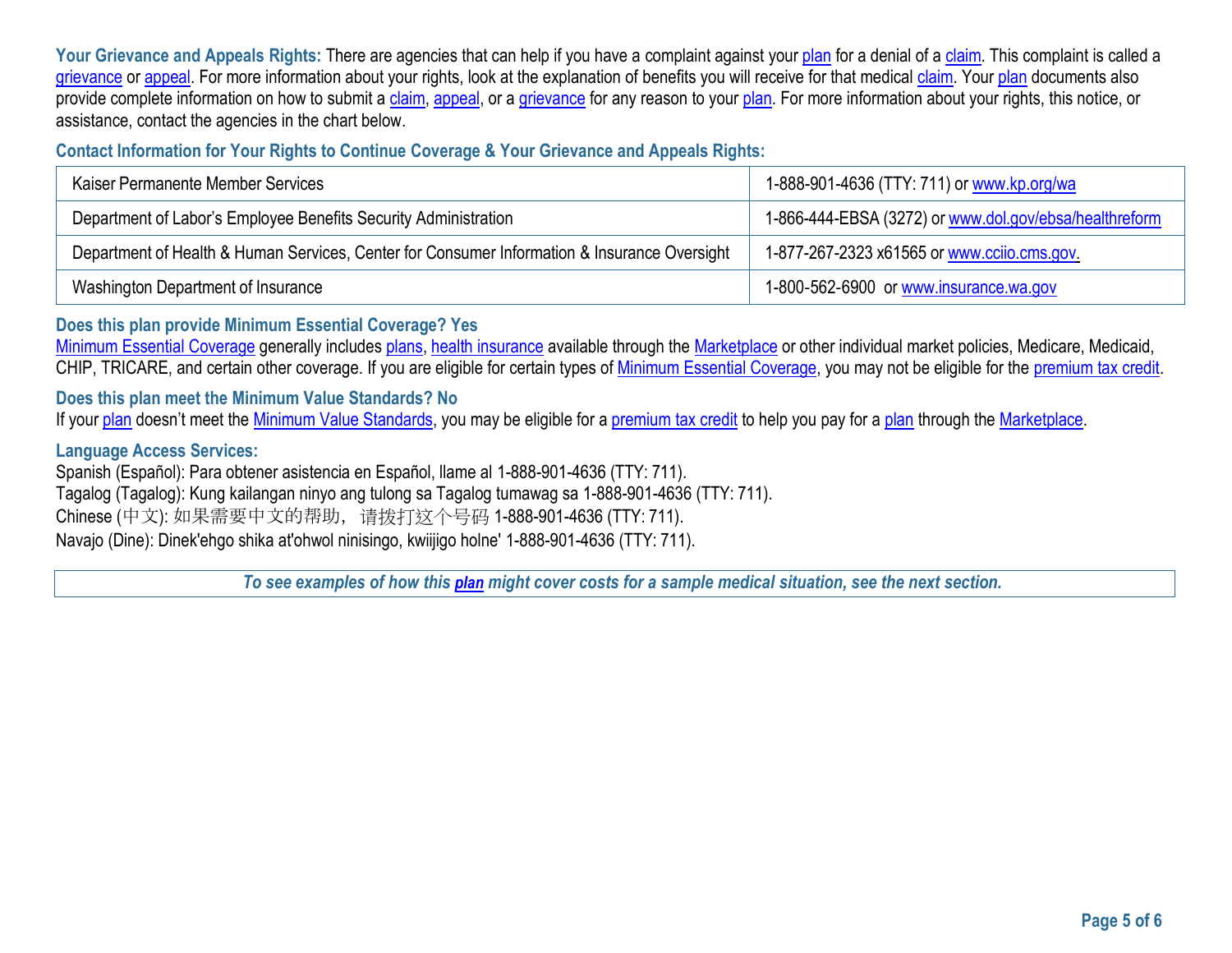**Your Grievance and Appeals Rights:** There are agencies that can help if you have a complaint against your plan for a denial of a claim. This complaint is called a grievance or appeal. For more information about your rights, look at the explanation of benefits you will receive for that medical claim. Your plan documents also provide complete information on how to submit a claim, appeal, or a grievance for any reason to your plan. For more information about your rights, this notice, or assistance, contact the agencies in the chart below.

**Contact Information for Your Rights to Continue Coverage & Your Grievance and Appeals Rights:**

| | |
|---|---|
| Kaiser Permanente Member Services | 1-888-901-4636 (TTY: 711) or www.kp.org/wa |
| Department of Labor's Employee Benefits Security Administration | 1-866-444-EBSA (3272) or www.dol.gov/ebsa/healthreform |
| Department of Health & Human Services, Center for Consumer Information & Insurance Oversight | 1-877-267-2323 x61565 or www.cciio.cms.gov. |
| Washington Department of Insurance | 1-800-562-6900 or www.insurance.wa.gov |

**Does this plan provide Minimum Essential Coverage? Yes**

Minimum Essential Coverage generally includes plans, health insurance available through the Marketplace or other individual market policies, Medicare, Medicaid, CHIP, TRICARE, and certain other coverage. If you are eligible for certain types of Minimum Essential Coverage, you may not be eligible for the premium tax credit.

**Does this plan meet the Minimum Value Standards? No**

If your plan doesn't meet the Minimum Value Standards, you may be eligible for a premium tax credit to help you pay for a plan through the Marketplace.

**Language Access Services:**

Spanish (Español): Para obtener asistencia en Español, llame al 1-888-901-4636 (TTY: 711).
Tagalog (Tagalog): Kung kailangan ninyo ang tulong sa Tagalog tumawag sa 1-888-901-4636 (TTY: 711).
Chinese (中文): 如果需要中文的帮助，请拨打这个号码 1-888-901-4636 (TTY: 711).
Navajo (Dine): Dinek'ehgo shika at'ohwol ninisingo, kwiijigo holne' 1-888-901-4636 (TTY: 711).

***To see examples of how this plan might cover costs for a sample medical situation, see the next section.***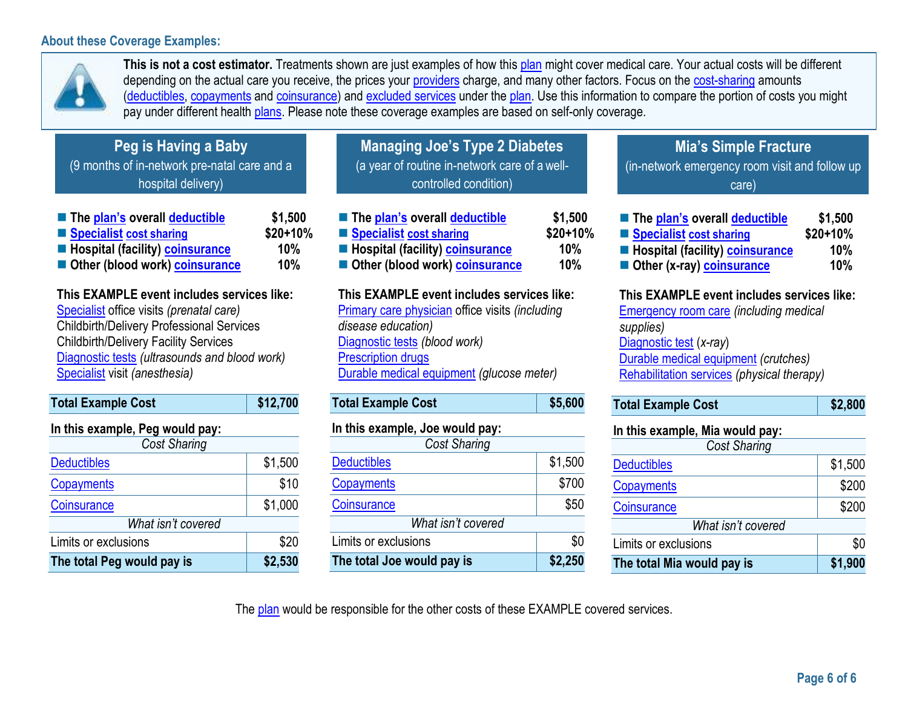## About these Coverage Examples:

**This is not a cost estimator.** Treatments shown are just examples of how this plan might cover medical care. Your actual costs will be different depending on the actual care you receive, the prices your providers charge, and many other factors. Focus on the cost-sharing amounts (deductibles, copayments and coinsurance) and excluded services under the plan. Use this information to compare the portion of costs you might pay under different health plans. Please note these coverage examples are based on self-only coverage.

### Peg is Having a Baby
(9 months of in-network pre-natal care and a hospital delivery)

- **The plan's overall deductible** **$1,500**
- **Specialist cost sharing** **$20+10%**
- **Hospital (facility) coinsurance** **10%**
- **Other (blood work) coinsurance** **10%**

**This EXAMPLE event includes services like:**
Specialist office visits *(prenatal care)*
Childbirth/Delivery Professional Services
Childbirth/Delivery Facility Services
Diagnostic tests *(ultrasounds and blood work)*
Specialist visit *(anesthesia)*

| **Total Example Cost** | **$12,700** |
|---|---|
| **In this example, Peg would pay:** | |
| *Cost Sharing* | |
| Deductibles | $1,500 |
| Copayments | $10 |
| Coinsurance | $1,000 |
| *What isn't covered* | |
| Limits or exclusions | $20 |
| **The total Peg would pay is** | **$2,530** |

### Managing Joe's Type 2 Diabetes
(a year of routine in-network care of a well-controlled condition)

- **The plan's overall deductible** **$1,500**
- **Specialist cost sharing** **$20+10%**
- **Hospital (facility) coinsurance** **10%**
- **Other (blood work) coinsurance** **10%**

**This EXAMPLE event includes services like:**
Primary care physician office visits *(including disease education)*
Diagnostic tests *(blood work)*
Prescription drugs
Durable medical equipment *(glucose meter)*

| **Total Example Cost** | **$5,600** |
|---|---|
| **In this example, Joe would pay:** | |
| *Cost Sharing* | |
| Deductibles | $1,500 |
| Copayments | $700 |
| Coinsurance | $50 |
| *What isn't covered* | |
| Limits or exclusions | $0 |
| **The total Joe would pay is** | **$2,250** |

### Mia's Simple Fracture
(in-network emergency room visit and follow up care)

- **The plan's overall deductible** **$1,500**
- **Specialist cost sharing** **$20+10%**
- **Hospital (facility) coinsurance** **10%**
- **Other (x-ray) coinsurance** **10%**

**This EXAMPLE event includes services like:**
Emergency room care *(including medical supplies)*
Diagnostic test *(x-ray)*
Durable medical equipment *(crutches)*
Rehabilitation services *(physical therapy)*

| **Total Example Cost** | **$2,800** |
|---|---|
| **In this example, Mia would pay:** | |
| *Cost Sharing* | |
| Deductibles | $1,500 |
| Copayments | $200 |
| Coinsurance | $200 |
| *What isn't covered* | |
| Limits or exclusions | $0 |
| **The total Mia would pay is** | **$1,900** |

The plan would be responsible for the other costs of these EXAMPLE covered services.